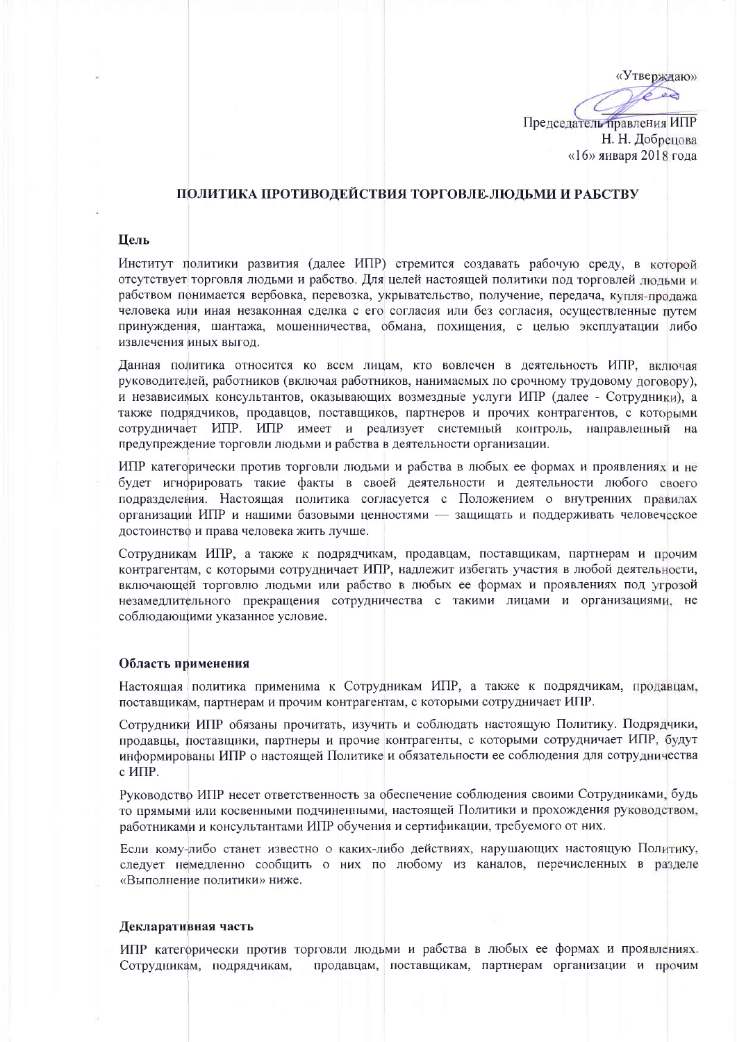«Утверждаю»

Председатель правления ИПР
Н. Н. Добрецова
«16» января 2018 года

# ПОЛИТИКА ПРОТИВОДЕЙСТВИЯ ТОРГОВЛЕ ЛЮДЬМИ И РАБСТВУ

## Цель

Институт политики развития (далее ИПР) стремится создавать рабочую среду, в которой отсутствует торговля людьми и рабство. Для целей настоящей политики под торговлей людьми и рабством понимается вербовка, перевозка, укрывательство, получение, передача, купля-продажа человека или иная незаконная сделка с его согласия или без согласия, осуществленные путем принуждения, шантажа, мошенничества, обмана, похищения, с целью эксплуатации либо извлечения иных выгод.

Данная политика относится ко всем лицам, кто вовлечен в деятельность ИПР, включая руководителей, работников (включая работников, нанимаемых по срочному трудовому договору), и независимых консультантов, оказывающих возмездные услуги ИПР (далее - Сотрудники), а также подрядчиков, продавцов, поставщиков, партнеров и прочих контрагентов, с которыми сотрудничает ИПР. ИПР имеет и реализует системный контроль, направленный на предупреждение торговли людьми и рабства в деятельности организации.

ИПР категорически против торговли людьми и рабства в любых ее формах и проявлениях и не будет игнорировать такие факты в своей деятельности и деятельности любого своего подразделения. Настоящая политика согласуется с Положением о внутренних правилах организации ИПР и нашими базовыми ценностями — защищать и поддерживать человеческое достоинство и права человека жить лучше.

Сотрудникам ИПР, а также к подрядчикам, продавцам, поставщикам, партнерам и прочим контрагентам, с которыми сотрудничает ИПР, надлежит избегать участия в любой деятельности, включающей торговлю людьми или рабство в любых ее формах и проявлениях под угрозой незамедлительного прекращения сотрудничества с такими лицами и организациями, не соблюдающими указанное условие.

## Область применения

Настоящая политика применима к Сотрудникам ИПР, а также к подрядчикам, продавцам, поставщикам, партнерам и прочим контрагентам, с которыми сотрудничает ИПР.

Сотрудники ИПР обязаны прочитать, изучить и соблюдать настоящую Политику. Подрядчики, продавцы, поставщики, партнеры и прочие контрагенты, с которыми сотрудничает ИПР, будут информированы ИПР о настоящей Политике и обязательности ее соблюдения для сотрудничества с ИПР.

Руководство ИПР несет ответственность за обеспечение соблюдения своими Сотрудниками, будь то прямыми или косвенными подчиненными, настоящей Политики и прохождения руководством, работниками и консультантами ИПР обучения и сертификации, требуемого от них.

Если кому-либо станет известно о каких-либо действиях, нарушающих настоящую Политику, следует немедленно сообщить о них по любому из каналов, перечисленных в разделе «Выполнение политики» ниже.

## Декларативная часть

ИПР категорически против торговли людьми и рабства в любых ее формах и проявлениях. Сотрудникам, подрядчикам, продавцам, поставщикам, партнерам организации и прочим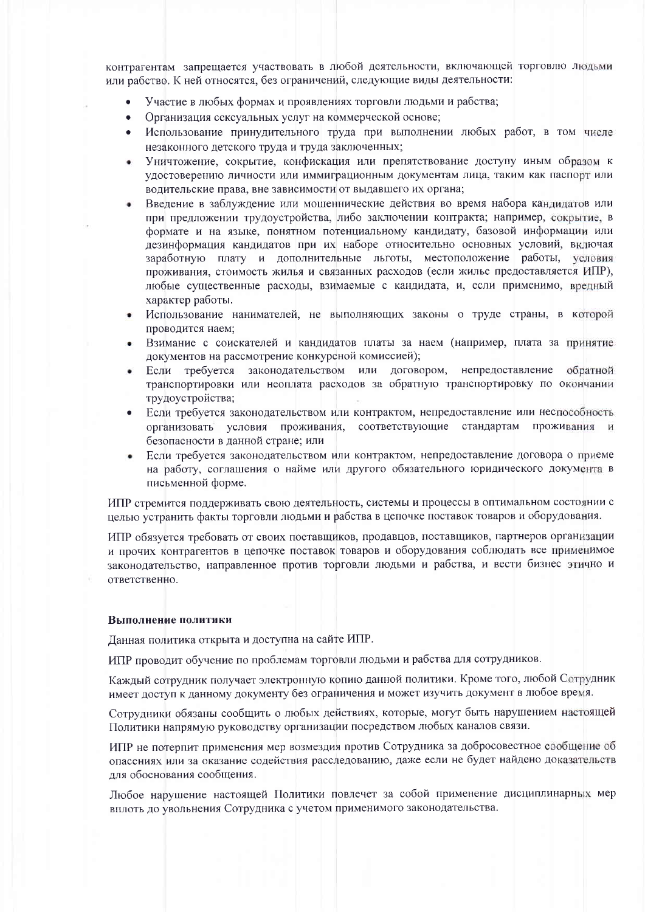контрагентам запрещается участвовать в любой деятельности, включающей торговлю людьми или рабство. К ней относятся, без ограничений, следующие виды деятельности:

- Участие в любых формах и проявлениях торговли людьми и рабства;
- Организация сексуальных услуг на коммерческой основе;
- Использование принудительного труда при выполнении любых работ, в том числе незаконного детского труда и труда заключенных;
- Уничтожение, сокрытие, конфискация или препятствование доступу иным образом к удостоверению личности или иммиграционным документам лица, таким как паспорт или водительские права, вне зависимости от выдавшего их органа;
- Введение в заблуждение или мошеннические действия во время набора кандидатов или при предложении трудоустройства, либо заключении контракта; например, сокрытие, в формате и на языке, понятном потенциальному кандидату, базовой информации или дезинформация кандидатов при их наборе относительно основных условий, включая заработную плату и дополнительные льготы, местоположение работы, условия проживания, стоимость жилья и связанных расходов (если жилье предоставляется ИПР), любые существенные расходы, взимаемые с кандидата, и, если применимо, вредный характер работы.
- Использование нанимателей, не выполняющих законы о труде страны, в которой проводится наем;
- Взимание с соискателей и кандидатов платы за наем (например, плата за принятие документов на рассмотрение конкурсной комиссией);
- Если требуется законодательством или договором, непредоставление обратной транспортировки или неоплата расходов за обратную транспортировку по окончании трудоустройства;
- Если требуется законодательством или контрактом, непредоставление или неспособность организовать условия проживания, соответствующие стандартам проживания и безопасности в данной стране; или
- Если требуется законодательством или контрактом, непредоставление договора о приеме на работу, соглашения о найме или другого обязательного юридического документа в письменной форме.

ИПР стремится поддерживать свою деятельность, системы и процессы в оптимальном состоянии с целью устранить факты торговли людьми и рабства в цепочке поставок товаров и оборудования.

ИПР обязуется требовать от своих поставщиков, продавцов, поставщиков, партнеров организации и прочих контрагентов в цепочке поставок товаров и оборудования соблюдать все применимое законодательство, направленное против торговли людьми и рабства, и вести бизнес этично и ответственно.

**Выполнение политики**

Данная политика открыта и доступна на сайте ИПР.

ИПР проводит обучение по проблемам торговли людьми и рабства для сотрудников.

Каждый сотрудник получает электронную копию данной политики. Кроме того, любой Сотрудник имеет доступ к данному документу без ограничения и может изучить документ в любое время.

Сотрудники обязаны сообщить о любых действиях, которые, могут быть нарушением настоящей Политики напрямую руководству организации посредством любых каналов связи.

ИПР не потерпит применения мер возмездия против Сотрудника за добросовестное сообщение об опасениях или за оказание содействия расследованию, даже если не будет найдено доказательств для обоснования сообщения.

Любое нарушение настоящей Политики повлечет за собой применение дисциплинарных мер вплоть до увольнения Сотрудника с учетом применимого законодательства.